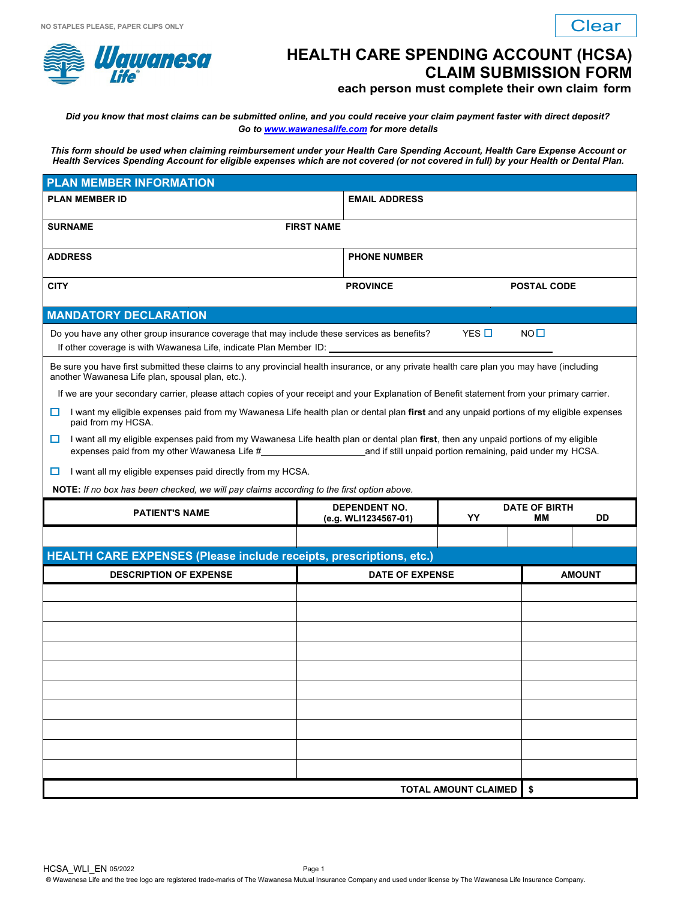NO STAPLES PLEASE, PAPER CLIPS ONLY

Clear

# HEALTH CARE SPENDING ACCOUNT (HCSA) CLAIM SUBMISSION FORM

**each person must complete their own claim form**

***Did you know that most claims can be submitted online, and you could receive your claim payment faster with direct deposit? Go to [www.wawanesalife.com](http://www.wawanesalife.com) for more details***

***This form should be used when claiming reimbursement under your Health Care Spending Account, Health Care Expense Account or Health Services Spending Account for eligible expenses which are not covered (or not covered in full) by your Health or Dental Plan.***

## PLAN MEMBER INFORMATION

| | |
|---|---|
| **PLAN MEMBER ID** | **EMAIL ADDRESS** |
| **SURNAME** | **FIRST NAME** |
| **ADDRESS** | **PHONE NUMBER** |
| **CITY** | **PROVINCE** / **POSTAL CODE** |

## MANDATORY DECLARATION

Do you have any other group insurance coverage that may include these services as benefits? YES ☐ NO ☐

If other coverage is with Wawanesa Life, indicate Plan Member ID: ____________________

Be sure you have first submitted these claims to any provincial health insurance, or any private health care plan you may have (including another Wawanesa Life plan, spousal plan, etc.).

If we are your secondary carrier, please attach copies of your receipt and your Explanation of Benefit statement from your primary carrier.

- ☐ I want my eligible expenses paid from my Wawanesa Life health plan or dental plan **first** and any unpaid portions of my eligible expenses paid from my HCSA.
- ☐ I want all my eligible expenses paid from my Wawanesa Life health plan or dental plan **first**, then any unpaid portions of my eligible expenses paid from my other Wawanesa Life #____________________and if still unpaid portion remaining, paid under my HCSA.
- ☐ I want all my eligible expenses paid directly from my HCSA.

**NOTE:** *If no box has been checked, we will pay claims according to the first option above.*

| PATIENT'S NAME | DEPENDENT NO. (e.g. WLI1234567-01) | DATE OF BIRTH YY | MM | DD |
|---|---|---|---|---|
| | | | | |

## HEALTH CARE EXPENSES (Please include receipts, prescriptions, etc.)

| DESCRIPTION OF EXPENSE | DATE OF EXPENSE | AMOUNT |
|---|---|---|
| | | |
| | | |
| | | |
| | | |
| | | |
| | | |
| | | |
| | | |
| | | |
| | | |
| | **TOTAL AMOUNT CLAIMED** | $ |

HCSA_WLI_EN 05/2022

® Wawanesa Life and the tree logo are registered trade-marks of The Wawanesa Mutual Insurance Company and used under license by The Wawanesa Life Insurance Company.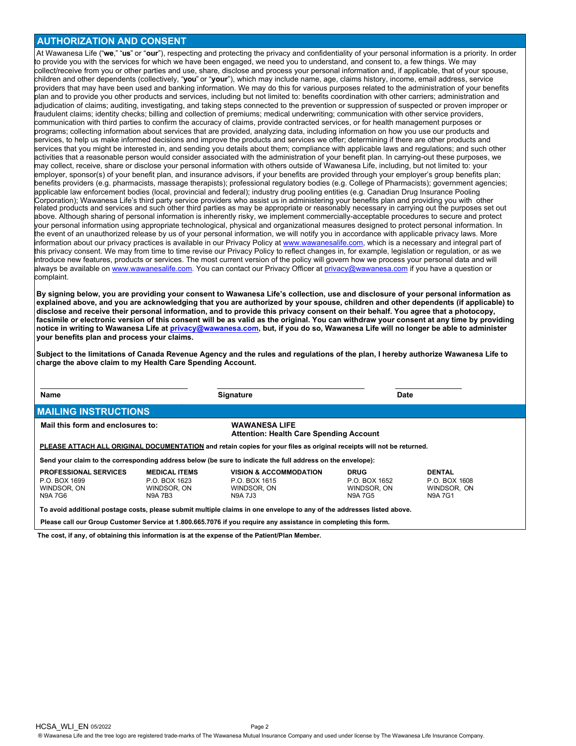## AUTHORIZATION AND CONSENT

At Wawanesa Life ("**we**," "**us**" or "**our**"), respecting and protecting the privacy and confidentiality of your personal information is a priority. In order to provide you with the services for which we have been engaged, we need you to understand, and consent to, a few things. We may collect/receive from you or other parties and use, share, disclose and process your personal information and, if applicable, that of your spouse, children and other dependents (collectively, "**you**" or "**your**"), which may include name, age, claims history, income, email address, service providers that may have been used and banking information. We may do this for various purposes related to the administration of your benefits plan and to provide you other products and services, including but not limited to: benefits coordination with other carriers; administration and adjudication of claims; auditing, investigating, and taking steps connected to the prevention or suppression of suspected or proven improper or fraudulent claims; identity checks; billing and collection of premiums; medical underwriting; communication with other service providers, communication with third parties to confirm the accuracy of claims, provide contracted services, or for health management purposes or programs; collecting information about services that are provided, analyzing data, including information on how you use our products and services, to help us make informed decisions and improve the products and services we offer; determining if there are other products and services that you might be interested in, and sending you details about them; compliance with applicable laws and regulations; and such other activities that a reasonable person would consider associated with the administration of your benefit plan. In carrying-out these purposes, we may collect, receive, share or disclose your personal information with others outside of Wawanesa Life, including, but not limited to: your employer, sponsor(s) of your benefit plan, and insurance advisors, if your benefits are provided through your employer's group benefits plan; benefits providers (e.g. pharmacists, massage therapists); professional regulatory bodies (e.g. College of Pharmacists); government agencies; applicable law enforcement bodies (local, provincial and federal); industry drug pooling entities (e.g. Canadian Drug Insurance Pooling Corporation); Wawanesa Life's third party service providers who assist us in administering your benefits plan and providing you with other related products and services and such other third parties as may be appropriate or reasonably necessary in carrying out the purposes set out above. Although sharing of personal information is inherently risky, we implement commercially-acceptable procedures to secure and protect your personal information using appropriate technological, physical and organizational measures designed to protect personal information. In the event of an unauthorized release by us of your personal information, we will notify you in accordance with applicable privacy laws. More information about our privacy practices is available in our Privacy Policy at www.wawanesalife.com, which is a necessary and integral part of this privacy consent. We may from time to time revise our Privacy Policy to reflect changes in, for example, legislation or regulation, or as we introduce new features, products or services. The most current version of the policy will govern how we process your personal data and will always be available on www.wawanesalife.com. You can contact our Privacy Officer at privacy@wawanesa.com if you have a question or complaint.

**By signing below, you are providing your consent to Wawanesa Life's collection, use and disclosure of your personal information as explained above, and you are acknowledging that you are authorized by your spouse, children and other dependents (if applicable) to disclose and receive their personal information, and to provide this privacy consent on their behalf. You agree that a photocopy, facsimile or electronic version of this consent will be as valid as the original. You can withdraw your consent at any time by providing notice in writing to Wawanesa Life at privacy@wawanesa.com, but, if you do so, Wawanesa Life will no longer be able to administer your benefits plan and process your claims.**

**Subject to the limitations of Canada Revenue Agency and the rules and regulations of the plan, I hereby authorize Wawanesa Life to charge the above claim to my Health Care Spending Account.**

| Name | Signature | Date |
|---|---|---|
| | | |

## MAILING INSTRUCTIONS

**Mail this form and enclosures to:** **WAWANESA LIFE**
**Attention: Health Care Spending Account**

**PLEASE ATTACH ALL ORIGINAL DOCUMENTATION and retain copies for your files as original receipts will not be returned.**

**Send your claim to the corresponding address below (be sure to indicate the full address on the envelope):**

| PROFESSIONAL SERVICES | MEDICAL ITEMS | VISION & ACCOMMODATION | DRUG | DENTAL |
|---|---|---|---|---|
| P.O. BOX 1699<br>WINDSOR, ON<br>N9A 7G6 | P.O. BOX 1623<br>WINDSOR, ON<br>N9A 7B3 | P.O. BOX 1615<br>WINDSOR, ON<br>N9A 7J3 | P.O. BOX 1652<br>WINDSOR, ON<br>N9A 7G5 | P.O. BOX 1608<br>WINDSOR, ON<br>N9A 7G1 |

**To avoid additional postage costs, please submit multiple claims in one envelope to any of the addresses listed above.**

**Please call our Group Customer Service at 1.800.665.7076 if you require any assistance in completing this form.**

**The cost, if any, of obtaining this information is at the expense of the Patient/Plan Member.**

HCSA_WLI_EN 05/2022

® Wawanesa Life and the tree logo are registered trade-marks of The Wawanesa Mutual Insurance Company and used under license by The Wawanesa Life Insurance Company.